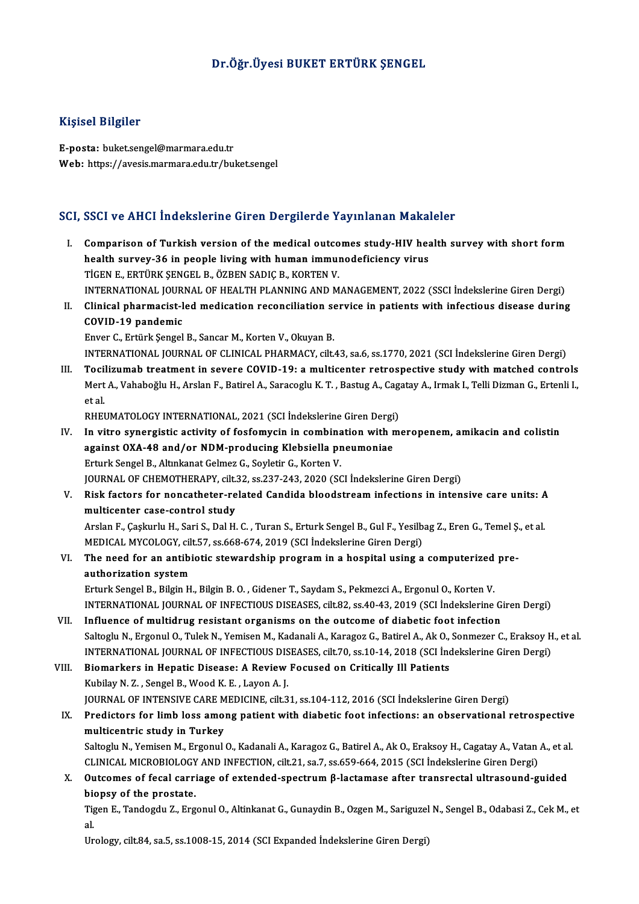# Dr.Öğr.Üyesi BUKET ERTÜRK ŞENGEL

## Kişisel Bilgiler

**E-posta:** buket.sengel@marmara.edu.tr
**Web:** https://avesis.marmara.edu.tr/buket.sengel

## SCI, SSCI ve AHCI İndekslerine Giren Dergilerde Yayınlanan Makaleler

I. **Comparison of Turkish version of the medical outcomes study-HIV health survey with short form health survey-36 in people living with human immunodeficiency virus**
TİGEN E., ERTÜRK ŞENGEL B., ÖZBEN SADIÇ B., KORTEN V.
INTERNATIONAL JOURNAL OF HEALTH PLANNING AND MANAGEMENT, 2022 (SSCI İndekslerine Giren Dergi)

II. **Clinical pharmacist-led medication reconciliation service in patients with infectious disease during COVID-19 pandemic**
Enver C., Ertürk Şengel B., Sancar M., Korten V., Okuyan B.
INTERNATIONAL JOURNAL OF CLINICAL PHARMACY, cilt.43, sa.6, ss.1770, 2021 (SCI İndekslerine Giren Dergi)

III. **Tocilizumab treatment in severe COVID-19: a multicenter retrospective study with matched controls**
Mert A., Vahaboğlu H., Arslan F., Batirel A., Saracoglu K. T. , Bastug A., Cagatay A., Irmak I., Telli Dizman G., Ertenli I., et al.
RHEUMATOLOGY INTERNATIONAL, 2021 (SCI İndekslerine Giren Dergi)

IV. **In vitro synergistic activity of fosfomycin in combination with meropenem, amikacin and colistin against OXA-48 and/or NDM-producing Klebsiella pneumoniae**
Erturk Sengel B., Altınkanat Gelmez G., Soyletir G., Korten V.
JOURNAL OF CHEMOTHERAPY, cilt.32, ss.237-243, 2020 (SCI İndekslerine Giren Dergi)

V. **Risk factors for noncatheter-related Candida bloodstream infections in intensive care units: A multicenter case-control study**
Arslan F., Çaşkurlu H., Sari S., Dal H. C. , Turan S., Erturk Sengel B., Gul F., Yesilbag Z., Eren G., Temel Ş., et al.
MEDICAL MYCOLOGY, cilt.57, ss.668-674, 2019 (SCI İndekslerine Giren Dergi)

VI. **The need for an antibiotic stewardship program in a hospital using a computerized pre-authorization system**
Erturk Sengel B., Bilgin H., Bilgin B. O. , Gidener T., Saydam S., Pekmezci A., Ergonul O., Korten V.
INTERNATIONAL JOURNAL OF INFECTIOUS DISEASES, cilt.82, ss.40-43, 2019 (SCI İndekslerine Giren Dergi)

VII. **Influence of multidrug resistant organisms on the outcome of diabetic foot infection**
Saltoglu N., Ergonul O., Tulek N., Yemisen M., Kadanali A., Karagoz G., Batirel A., Ak O., Sonmezer C., Eraksoy H., et al.
INTERNATIONAL JOURNAL OF INFECTIOUS DISEASES, cilt.70, ss.10-14, 2018 (SCI İndekslerine Giren Dergi)

VIII. **Biomarkers in Hepatic Disease: A Review Focused on Critically Ill Patients**
Kubilay N. Z. , Sengel B., Wood K. E. , Layon A. J.
JOURNAL OF INTENSIVE CARE MEDICINE, cilt.31, ss.104-112, 2016 (SCI İndekslerine Giren Dergi)

IX. **Predictors for limb loss among patient with diabetic foot infections: an observational retrospective multicentric study in Turkey**
Saltoglu N., Yemisen M., Ergonul O., Kadanali A., Karagoz G., Batirel A., Ak O., Eraksoy H., Cagatay A., Vatan A., et al.
CLINICAL MICROBIOLOGY AND INFECTION, cilt.21, sa.7, ss.659-664, 2015 (SCI İndekslerine Giren Dergi)

X. **Outcomes of fecal carriage of extended-spectrum β-lactamase after transrectal ultrasound-guided biopsy of the prostate.**
Tigen E., Tandogdu Z., Ergonul O., Altinkanat G., Gunaydin B., Ozgen M., Sariguzel N., Sengel B., Odabasi Z., Cek M., et al.
Urology, cilt.84, sa.5, ss.1008-15, 2014 (SCI Expanded İndekslerine Giren Dergi)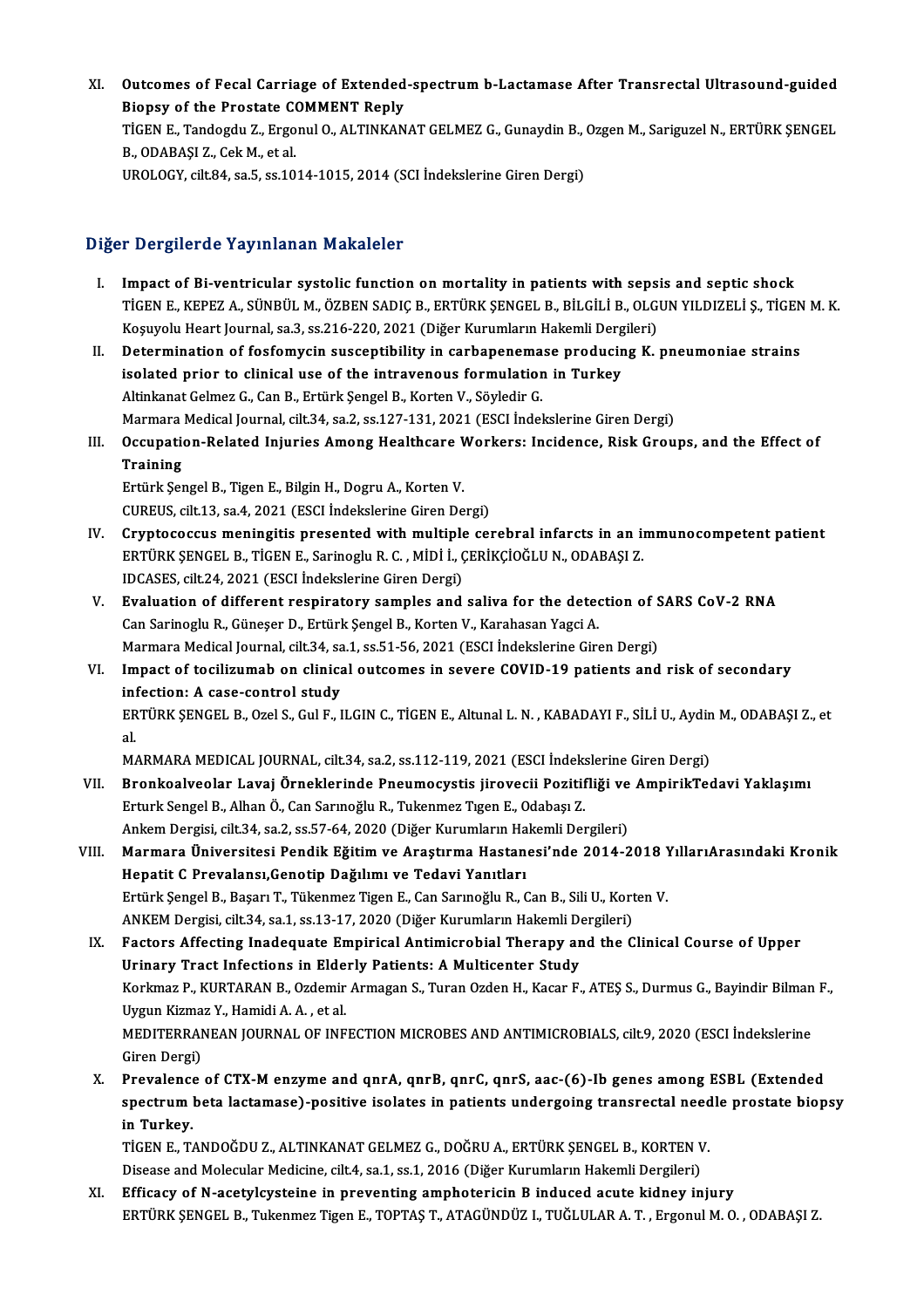XI. **Outcomes of Fecal Carriage of Extended-spectrum b-Lactamase After Transrectal Ultrasound-guided Biopsy of the Prostate COMMENT Reply**
TİGEN E., Tandogdu Z., Ergonul O., ALTINKANAT GELMEZ G., Gunaydin B., Ozgen M., Sariguzel N., ERTÜRK ŞENGEL B., ODABAŞI Z., Cek M., et al.
UROLOGY, cilt.84, sa.5, ss.1014-1015, 2014 (SCI İndekslerine Giren Dergi)

## Diğer Dergilerde Yayınlanan Makaleler

I. **Impact of Bi-ventricular systolic function on mortality in patients with sepsis and septic shock**
TİGEN E., KEPEZ A., SÜNBÜL M., ÖZBEN SADIÇ B., ERTÜRK ŞENGEL B., BİLGİLİ B., OLGUN YILDIZELİ Ş., TİGEN M. K.
Koşuyolu Heart Journal, sa.3, ss.216-220, 2021 (Diğer Kurumların Hakemli Dergileri)

II. **Determination of fosfomycin susceptibility in carbapenemase producing K. pneumoniae strains isolated prior to clinical use of the intravenous formulation in Turkey**
Altinkanat Gelmez G., Can B., Ertürk Şengel B., Korten V., Söyledir G.
Marmara Medical Journal, cilt.34, sa.2, ss.127-131, 2021 (ESCI İndekslerine Giren Dergi)

III. **Occupation-Related Injuries Among Healthcare Workers: Incidence, Risk Groups, and the Effect of Training**
Ertürk Şengel B., Tigen E., Bilgin H., Dogru A., Korten V.
CUREUS, cilt.13, sa.4, 2021 (ESCI İndekslerine Giren Dergi)

IV. **Cryptococcus meningitis presented with multiple cerebral infarcts in an immunocompetent patient**
ERTÜRK ŞENGEL B., TİGEN E., Sarinoglu R. C. , MİDİ İ., ÇERİKÇİOĞLU N., ODABAŞI Z.
IDCASES, cilt.24, 2021 (ESCI İndekslerine Giren Dergi)

V. **Evaluation of different respiratory samples and saliva for the detection of SARS CoV-2 RNA**
Can Sarinoglu R., Güneşer D., Ertürk Şengel B., Korten V., Karahasan Yagci A.
Marmara Medical Journal, cilt.34, sa.1, ss.51-56, 2021 (ESCI İndekslerine Giren Dergi)

VI. **Impact of tocilizumab on clinical outcomes in severe COVID-19 patients and risk of secondary infection: A case-control study**
ERTÜRK ŞENGEL B., Ozel S., Gul F., ILGIN C., TİGEN E., Altunal L. N. , KABADAYI F., SİLİ U., Aydin M., ODABAŞI Z., et al.
MARMARA MEDICAL JOURNAL, cilt.34, sa.2, ss.112-119, 2021 (ESCI İndekslerine Giren Dergi)

VII. **Bronkoalveolar Lavaj Örneklerinde Pneumocystis jirovecii Pozitifliği ve AmpirikTedavi Yaklaşımı**
Erturk Sengel B., Alhan Ö., Can Sarınoğlu R., Tukenmez Tıgen E., Odabaşı Z.
Ankem Dergisi, cilt.34, sa.2, ss.57-64, 2020 (Diğer Kurumların Hakemli Dergileri)

VIII. **Marmara Üniversitesi Pendik Eğitim ve Araştırma Hastanesi'nde 2014-2018 YıllarıArasındaki Kronik Hepatit C Prevalansı,Genotip Dağılımı ve Tedavi Yanıtları**
Ertürk Şengel B., Başarı T., Tükenmez Tigen E., Can Sarınoğlu R., Can B., Sili U., Korten V.
ANKEM Dergisi, cilt.34, sa.1, ss.13-17, 2020 (Diğer Kurumların Hakemli Dergileri)

IX. **Factors Affecting Inadequate Empirical Antimicrobial Therapy and the Clinical Course of Upper Urinary Tract Infections in Elderly Patients: A Multicenter Study**
Korkmaz P., KURTARAN B., Ozdemir Armagan S., Turan Ozden H., Kacar F., ATEŞ S., Durmus G., Bayindir Bilman F., Uygun Kizmaz Y., Hamidi A. A. , et al.
MEDITERRANEAN JOURNAL OF INFECTION MICROBES AND ANTIMICROBIALS, cilt.9, 2020 (ESCI İndekslerine Giren Dergi)

X. **Prevalence of CTX-M enzyme and qnrA, qnrB, qnrC, qnrS, aac-(6)-Ib genes among ESBL (Extended spectrum beta lactamase)-positive isolates in patients undergoing transrectal needle prostate biopsy in Turkey.**
TİGEN E., TANDOĞDU Z., ALTINKANAT GELMEZ G., DOĞRU A., ERTÜRK ŞENGEL B., KORTEN V.
Disease and Molecular Medicine, cilt.4, sa.1, ss.1, 2016 (Diğer Kurumların Hakemli Dergileri)

XI. **Efficacy of N-acetylcysteine in preventing amphotericin B induced acute kidney injury**
ERTÜRK ŞENGEL B., Tukenmez Tigen E., TOPTAŞ T., ATAGÜNDÜZ I., TUĞLULAR A. T. , Ergonul M. O. , ODABAŞI Z.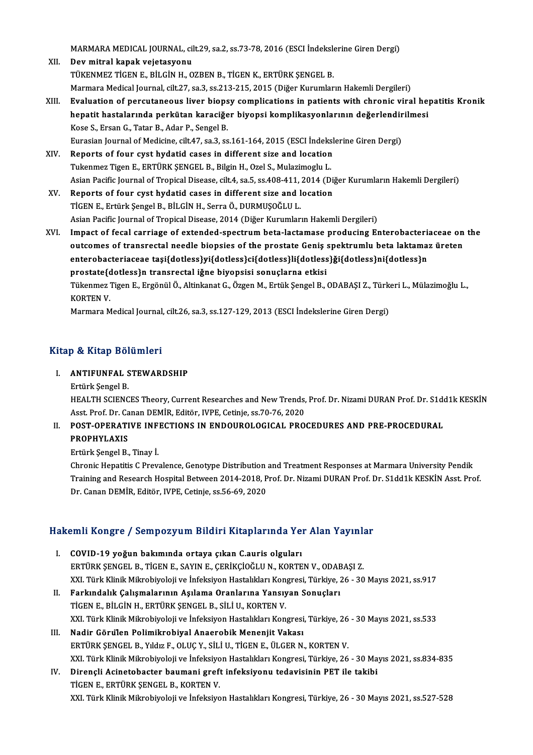MARMARA MEDICAL JOURNAL, cilt.29, sa.2, ss.73-78, 2016 (ESCI İndekslerine Giren Dergi)

XII. **Dev mitral kapak vejetasyonu**
TÜKENMEZ TİGEN E., BİLGİN H., OZBEN B., TİGEN K., ERTÜRK ŞENGEL B.
Marmara Medical Journal, cilt.27, sa.3, ss.213-215, 2015 (Diğer Kurumların Hakemli Dergileri)

XIII. **Evaluation of percutaneous liver biopsy complications in patients with chronic viral hepatitis Kronik hepatit hastalarında perkütan karaciğer biyopsi komplikasyonlarının değerlendirilmesi**
Kose S., Ersan G., Tatar B., Adar P., Sengel B.
Eurasian Journal of Medicine, cilt.47, sa.3, ss.161-164, 2015 (ESCI İndekslerine Giren Dergi)

XIV. **Reports of four cyst hydatid cases in different size and location**
Tukenmez Tigen E., ERTÜRK ŞENGEL B., Bilgin H., Ozel S., Mulazimoglu L.
Asian Pacific Journal of Tropical Disease, cilt.4, sa.5, ss.408-411, 2014 (Diğer Kurumların Hakemli Dergileri)

XV. **Reports of four cyst hydatid cases in different size and location**
TİGEN E., Ertürk Şengel B., BİLGİN H., Serra Ö., DURMUŞOĞLU L.
Asian Pacific Journal of Tropical Disease, 2014 (Diğer Kurumların Hakemli Dergileri)

XVI. **Impact of fecal carriage of extended-spectrum beta-lactamase producing Enterobacteriaceae on the outcomes of transrectal needle biopsies of the prostate Geniş spektrumlu beta laktamaz üreten enterobacteriaceae taşi{dotless}yi{dotless}ci{dotless}li{dotless}ği{dotless}ni{dotless}n prostate{dotless}n transrectal iğne biyopsisi sonuçlarna etkisi**
Tükenmez Tigen E., Ergönül Ö., Altinkanat G., Özgen M., Ertük Şengel B., ODABAŞI Z., Türkeri L., Mülazimoğlu L., KORTEN V.
Marmara Medical Journal, cilt.26, sa.3, ss.127-129, 2013 (ESCI İndekslerine Giren Dergi)

## Kitap & Kitap Bölümleri

I. **ANTIFUNFAL STEWARDSHIP**
Ertürk Şengel B.
HEALTH SCIENCES Theory, Current Researches and New Trends, Prof. Dr. Nizami DURAN Prof. Dr. S1dd1k KESKİN Asst. Prof. Dr. Canan DEMİR, Editör, IVPE, Cetinje, ss.70-76, 2020

II. **POST-OPERATIVE INFECTIONS IN ENDOUROLOGICAL PROCEDURES AND PRE-PROCEDURAL PROPHYLAXIS**
Ertürk Şengel B., Tinay İ.
Chronic Hepatitis C Prevalence, Genotype Distribution and Treatment Responses at Marmara University Pendik Training and Research Hospital Between 2014-2018, Prof. Dr. Nizami DURAN Prof. Dr. S1dd1k KESKİN Asst. Prof. Dr. Canan DEMİR, Editör, IVPE, Cetinje, ss.56-69, 2020

## Hakemli Kongre / Sempozyum Bildiri Kitaplarında Yer Alan Yayınlar

I. **COVID-19 yoğun bakımında ortaya çıkan C.auris olguları**
ERTÜRK ŞENGEL B., TİGEN E., SAYIN E., ÇERİKÇİOĞLU N., KORTEN V., ODABAŞI Z.
XXI. Türk Klinik Mikrobiyoloji ve İnfeksiyon Hastalıkları Kongresi, Türkiye, 26 - 30 Mayıs 2021, ss.917

II. **Farkındalık Çalışmalarının Aşılama Oranlarına Yansıyan Sonuçları**
TİGEN E., BİLGİN H., ERTÜRK ŞENGEL B., SİLİ U., KORTEN V.
XXI. Türk Klinik Mikrobiyoloji ve İnfeksiyon Hastalıkları Kongresi, Türkiye, 26 - 30 Mayıs 2021, ss.533

III. **Nadir Görülen Polimikrobiyal Anaerobik Menenjit Vakası**
ERTÜRK ŞENGEL B., Yıldız F., OLUÇ Y., SİLİ U., TİGEN E., ÜLGER N., KORTEN V.
XXI. Türk Klinik Mikrobiyoloji ve İnfeksiyon Hastalıkları Kongresi, Türkiye, 26 - 30 Mayıs 2021, ss.834-835

IV. **Dirençli Acinetobacter baumani greft infeksiyonu tedavisinin PET ile takibi**
TİGEN E., ERTÜRK ŞENGEL B., KORTEN V.
XXI. Türk Klinik Mikrobiyoloji ve İnfeksiyon Hastalıkları Kongresi, Türkiye, 26 - 30 Mayıs 2021, ss.527-528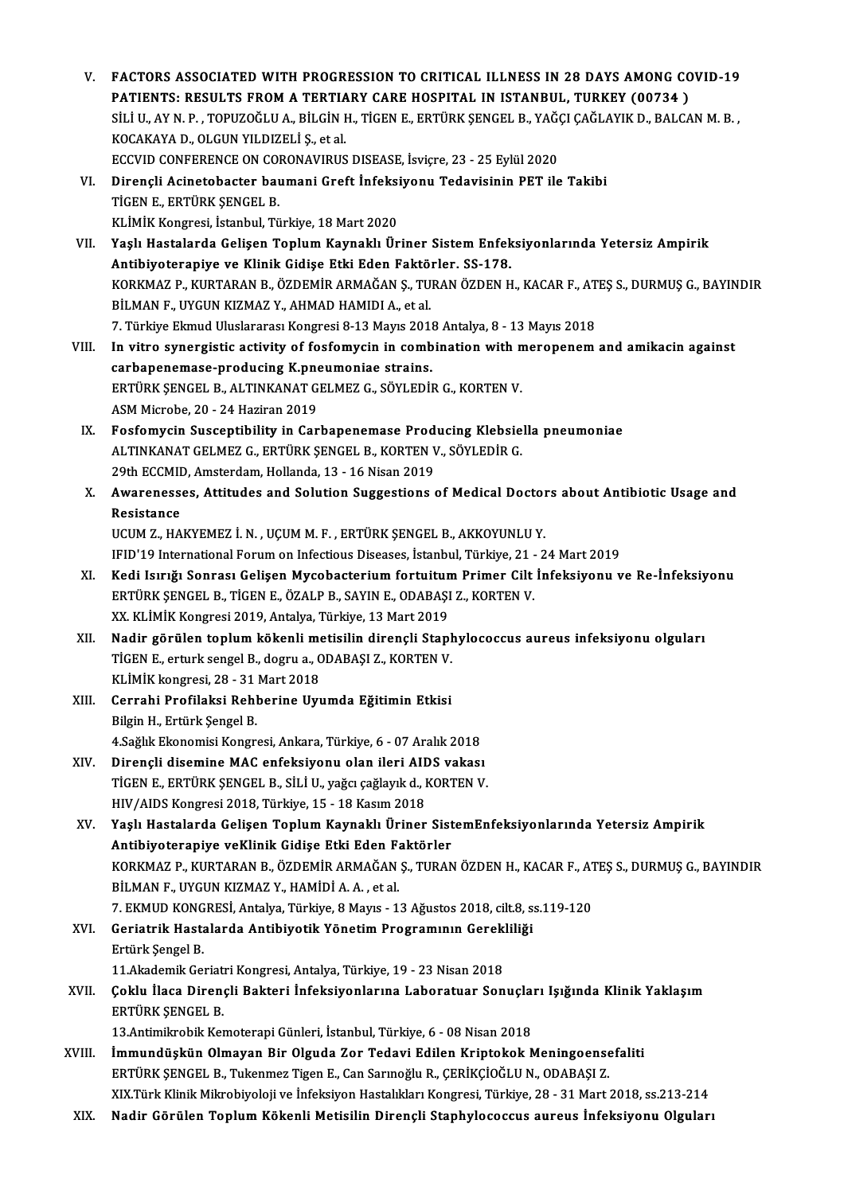V. **FACTORS ASSOCIATED WITH PROGRESSION TO CRITICAL ILLNESS IN 28 DAYS AMONG COVID-19 PATIENTS: RESULTS FROM A TERTIARY CARE HOSPITAL IN ISTANBUL, TURKEY (00734 )**
SİLİ U., AY N. P. , TOPUZOĞLU A., BİLGİN H., TİGEN E., ERTÜRK ŞENGEL B., YAĞÇI ÇAĞLAYIK D., BALCAN M. B. , KOCAKAYA D., OLGUN YILDIZELİ Ş., et al.
ECCVID CONFERENCE ON CORONAVIRUS DISEASE, İsviçre, 23 - 25 Eylül 2020

VI. **Dirençli Acinetobacter baumani Greft İnfeksiyonu Tedavisinin PET ile Takibi**
TİGEN E., ERTÜRK ŞENGEL B.
KLİMİK Kongresi, İstanbul, Türkiye, 18 Mart 2020

VII. **Yaşlı Hastalarda Gelişen Toplum Kaynaklı Üriner Sistem Enfeksiyonlarında Yetersiz Ampirik Antibiyoterapiye ve Klinik Gidişe Etki Eden Faktörler. SS-178.**
KORKMAZ P., KURTARAN B., ÖZDEMİR ARMAĞAN Ş., TURAN ÖZDEN H., KACAR F., ATEŞ S., DURMUŞ G., BAYINDIR BİLMAN F., UYGUN KIZMAZ Y., AHMAD HAMIDI A., et al.
7. Türkiye Ekmud Uluslararası Kongresi 8-13 Mayıs 2018 Antalya, 8 - 13 Mayıs 2018

VIII. **In vitro synergistic activity of fosfomycin in combination with meropenem and amikacin against carbapenemase-producing K.pneumoniae strains.**
ERTÜRK ŞENGEL B., ALTINKANAT GELMEZ G., SÖYLEDİR G., KORTEN V.
ASM Microbe, 20 - 24 Haziran 2019

IX. **Fosfomycin Susceptibility in Carbapenemase Producing Klebsiella pneumoniae**
ALTINKANAT GELMEZ G., ERTÜRK ŞENGEL B., KORTEN V., SÖYLEDİR G.
29th ECCMID, Amsterdam, Hollanda, 13 - 16 Nisan 2019

X. **Awarenesses, Attitudes and Solution Suggestions of Medical Doctors about Antibiotic Usage and Resistance**
UCUM Z., HAKYEMEZ İ. N. , UÇUM M. F. , ERTÜRK ŞENGEL B., AKKOYUNLU Y.
IFID'19 International Forum on Infectious Diseases, İstanbul, Türkiye, 21 - 24 Mart 2019

XI. **Kedi Isırığı Sonrası Gelişen Mycobacterium fortuitum Primer Cilt İnfeksiyonu ve Re-İnfeksiyonu**
ERTÜRK ŞENGEL B., TİGEN E., ÖZALP B., SAYIN E., ODABAŞI Z., KORTEN V.
XX. KLİMİK Kongresi 2019, Antalya, Türkiye, 13 Mart 2019

XII. **Nadir görülen toplum kökenli metisilin dirençli Staphylococcus aureus infeksiyonu olguları**
TİGEN E., erturk sengel B., dogru a., ODABAŞI Z., KORTEN V.
KLİMİK kongresi, 28 - 31 Mart 2018

XIII. **Cerrahi Profilaksi Rehberine Uyumda Eğitimin Etkisi**
Bilgin H., Ertürk Şengel B.
4.Sağlık Ekonomisi Kongresi, Ankara, Türkiye, 6 - 07 Aralık 2018

XIV. **Dirençli disemine MAC enfeksiyonu olan ileri AIDS vakası**
TİGEN E., ERTÜRK ŞENGEL B., SİLİ U., yağcı çağlayık d., KORTEN V.
HIV/AIDS Kongresi 2018, Türkiye, 15 - 18 Kasım 2018

XV. **Yaşlı Hastalarda Gelişen Toplum Kaynaklı Üriner SistemEnfeksiyonlarında Yetersiz Ampirik Antibiyoterapiye veKlinik Gidişe Etki Eden Faktörler**
KORKMAZ P., KURTARAN B., ÖZDEMİR ARMAĞAN Ş., TURAN ÖZDEN H., KACAR F., ATEŞ S., DURMUŞ G., BAYINDIR BİLMAN F., UYGUN KIZMAZ Y., HAMİDİ A. A. , et al.
7. EKMUD KONGRESİ, Antalya, Türkiye, 8 Mayıs - 13 Ağustos 2018, cilt.8, ss.119-120

XVI. **Geriatrik Hastalarda Antibiyotik Yönetim Programının Gerekliliği**
Ertürk Şengel B.
11.Akademik Geriatri Kongresi, Antalya, Türkiye, 19 - 23 Nisan 2018

XVII. **Çoklu İlaca Dirençli Bakteri İnfeksiyonlarına Laboratuar Sonuçları Işığında Klinik Yaklaşım**
ERTÜRK ŞENGEL B.
13.Antimikrobik Kemoterapi Günleri, İstanbul, Türkiye, 6 - 08 Nisan 2018

XVIII. **İmmundüşkün Olmayan Bir Olguda Zor Tedavi Edilen Kriptokok Meningoensefaliti**
ERTÜRK ŞENGEL B., Tukenmez Tigen E., Can Sarınoğlu R., ÇERİKÇİOĞLU N., ODABAŞI Z.
XIX.Türk Klinik Mikrobiyoloji ve İnfeksiyon Hastalıkları Kongresi, Türkiye, 28 - 31 Mart 2018, ss.213-214

XIX. **Nadir Görülen Toplum Kökenli Metisilin Dirençli Staphylococcus aureus İnfeksiyonu Olguları**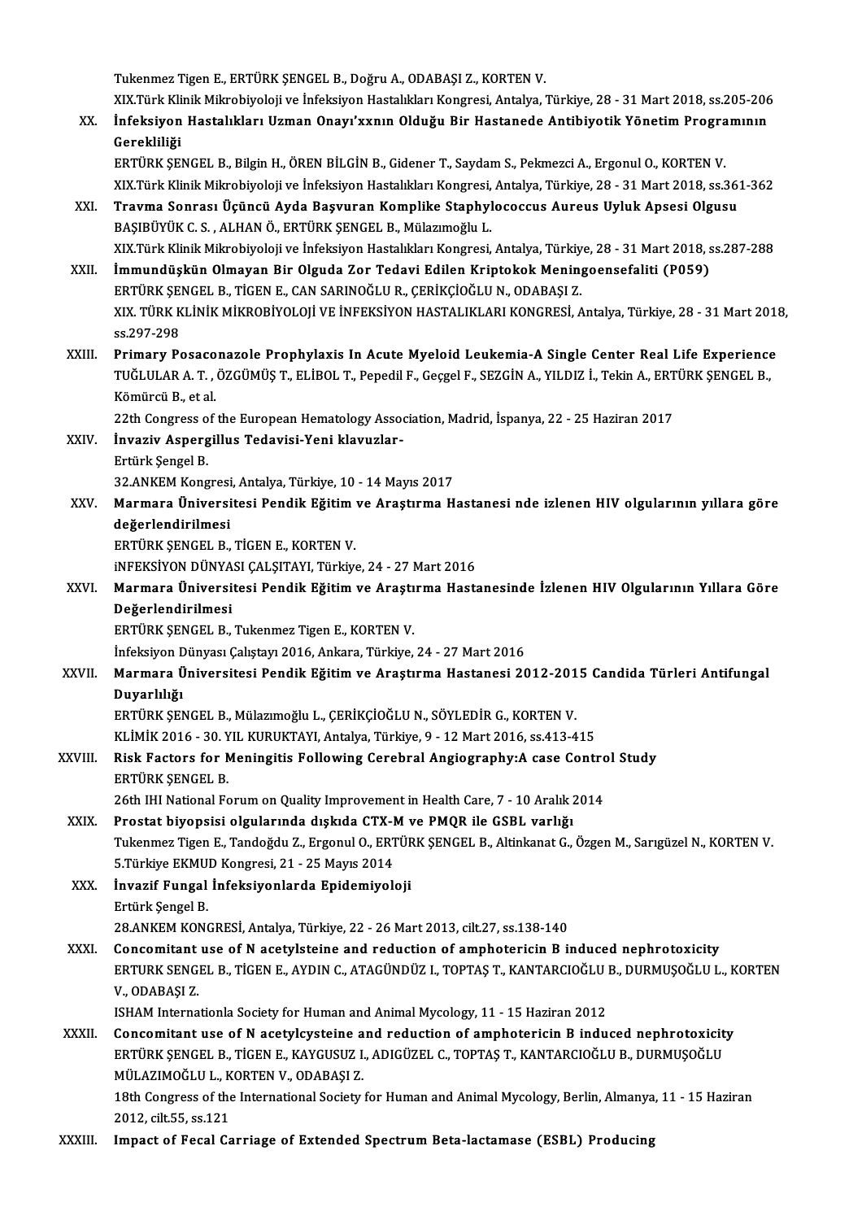Tukenmez Tigen E., ERTÜRK ŞENGEL B., Doğru A., ODABAŞI Z., KORTEN V.
XIX.Türk Klinik Mikrobiyoloji ve İnfeksiyon Hastalıkları Kongresi, Antalya, Türkiye, 28 - 31 Mart 2018, ss.205-206

XX. **İnfeksiyon Hastalıkları Uzman Onayı'xxnın Olduğu Bir Hastanede Antibiyotik Yönetim Programının Gerekliliği**
ERTÜRK ŞENGEL B., Bilgin H., ÖREN BİLGİN B., Gidener T., Saydam S., Pekmezci A., Ergonul O., KORTEN V.
XIX.Türk Klinik Mikrobiyoloji ve İnfeksiyon Hastalıkları Kongresi, Antalya, Türkiye, 28 - 31 Mart 2018, ss.361-362

XXI. **Travma Sonrası Üçüncü Ayda Başvuran Komplike Staphylococcus Aureus Uyluk Apsesi Olgusu**
BAŞIBÜYÜK C. S. , ALHAN Ö., ERTÜRK ŞENGEL B., Mülazımoğlu L.
XIX.Türk Klinik Mikrobiyoloji ve İnfeksiyon Hastalıkları Kongresi, Antalya, Türkiye, 28 - 31 Mart 2018, ss.287-288

XXII. **İmmundüşkün Olmayan Bir Olguda Zor Tedavi Edilen Kriptokok Meningoensefaliti (P059)**
ERTÜRK ŞENGEL B., TİGEN E., CAN SARINOĞLU R., ÇERİKÇİOĞLU N., ODABAŞI Z.
XIX. TÜRK KLİNİK MİKROBİYOLOJİ VE İNFEKSİYON HASTALIKLARI KONGRESİ, Antalya, Türkiye, 28 - 31 Mart 2018, ss.297-298

XXIII. **Primary Posaconazole Prophylaxis In Acute Myeloid Leukemia-A Single Center Real Life Experience**
TUĞLULAR A. T. , ÖZGÜMÜŞ T., ELİBOL T., Pepedil F., Geçgel F., SEZGİN A., YILDIZ İ., Tekin A., ERTÜRK ŞENGEL B., Kömürcü B., et al.
22th Congress of the European Hematology Association, Madrid, İspanya, 22 - 25 Haziran 2017

XXIV. **İnvaziv Aspergillus Tedavisi-Yeni klavuzlar-**
Ertürk Şengel B.
32.ANKEM Kongresi, Antalya, Türkiye, 10 - 14 Mayıs 2017

XXV. **Marmara Üniversitesi Pendik Eğitim ve Araştırma Hastanesi nde izlenen HIV olgularının yıllara göre değerlendirilmesi**
ERTÜRK ŞENGEL B., TİGEN E., KORTEN V.
iNFEKSİYON DÜNYASI ÇALŞITAYI, Türkiye, 24 - 27 Mart 2016

XXVI. **Marmara Üniversitesi Pendik Eğitim ve Araştırma Hastanesinde İzlenen HIV Olgularının Yıllara Göre Değerlendirilmesi**
ERTÜRK ŞENGEL B., Tukenmez Tigen E., KORTEN V.
İnfeksiyon Dünyası Çalıştayı 2016, Ankara, Türkiye, 24 - 27 Mart 2016

XXVII. **Marmara Üniversitesi Pendik Eğitim ve Araştırma Hastanesi 2012-2015 Candida Türleri Antifungal Duyarlılığı**
ERTÜRK ŞENGEL B., Mülazımoğlu L., ÇERİKÇİOĞLU N., SÖYLEDİR G., KORTEN V.
KLİMİK 2016 - 30. YIL KURUKTAYI, Antalya, Türkiye, 9 - 12 Mart 2016, ss.413-415

XXVIII. **Risk Factors for Meningitis Following Cerebral Angiography:A case Control Study**
ERTÜRK ŞENGEL B.
26th IHI National Forum on Quality Improvement in Health Care, 7 - 10 Aralık 2014

XXIX. **Prostat biyopsisi olgularında dışkıda CTX-M ve PMQR ile GSBL varlığı**
Tukenmez Tigen E., Tandoğdu Z., Ergonul O., ERTÜRK ŞENGEL B., Altinkanat G., Özgen M., Sarıgüzel N., KORTEN V.
5.Türkiye EKMUD Kongresi, 21 - 25 Mayıs 2014

XXX. **İnvazif Fungal İnfeksiyonlarda Epidemiyoloji**
Ertürk Şengel B.
28.ANKEM KONGRESİ, Antalya, Türkiye, 22 - 26 Mart 2013, cilt.27, ss.138-140

XXXI. **Concomitant use of N acetylsteine and reduction of amphotericin B induced nephrotoxicity**
ERTURK SENGEL B., TİGEN E., AYDIN C., ATAGÜNDÜZ I., TOPTAŞ T., KANTARCIOĞLU B., DURMUŞOĞLU L., KORTEN V., ODABAŞI Z.
ISHAM Internationla Society for Human and Animal Mycology, 11 - 15 Haziran 2012

XXXII. **Concomitant use of N acetylcysteine and reduction of amphotericin B induced nephrotoxicity**
ERTÜRK ŞENGEL B., TİGEN E., KAYGUSUZ I., ADIGÜZEL C., TOPTAŞ T., KANTARCIOĞLU B., DURMUŞOĞLU MÜLAZIMOĞLU L., KORTEN V., ODABAŞI Z.
18th Congress of the International Society for Human and Animal Mycology, Berlin, Almanya, 11 - 15 Haziran 2012, cilt.55, ss.121

XXXIII. **Impact of Fecal Carriage of Extended Spectrum Beta-lactamase (ESBL) Producing**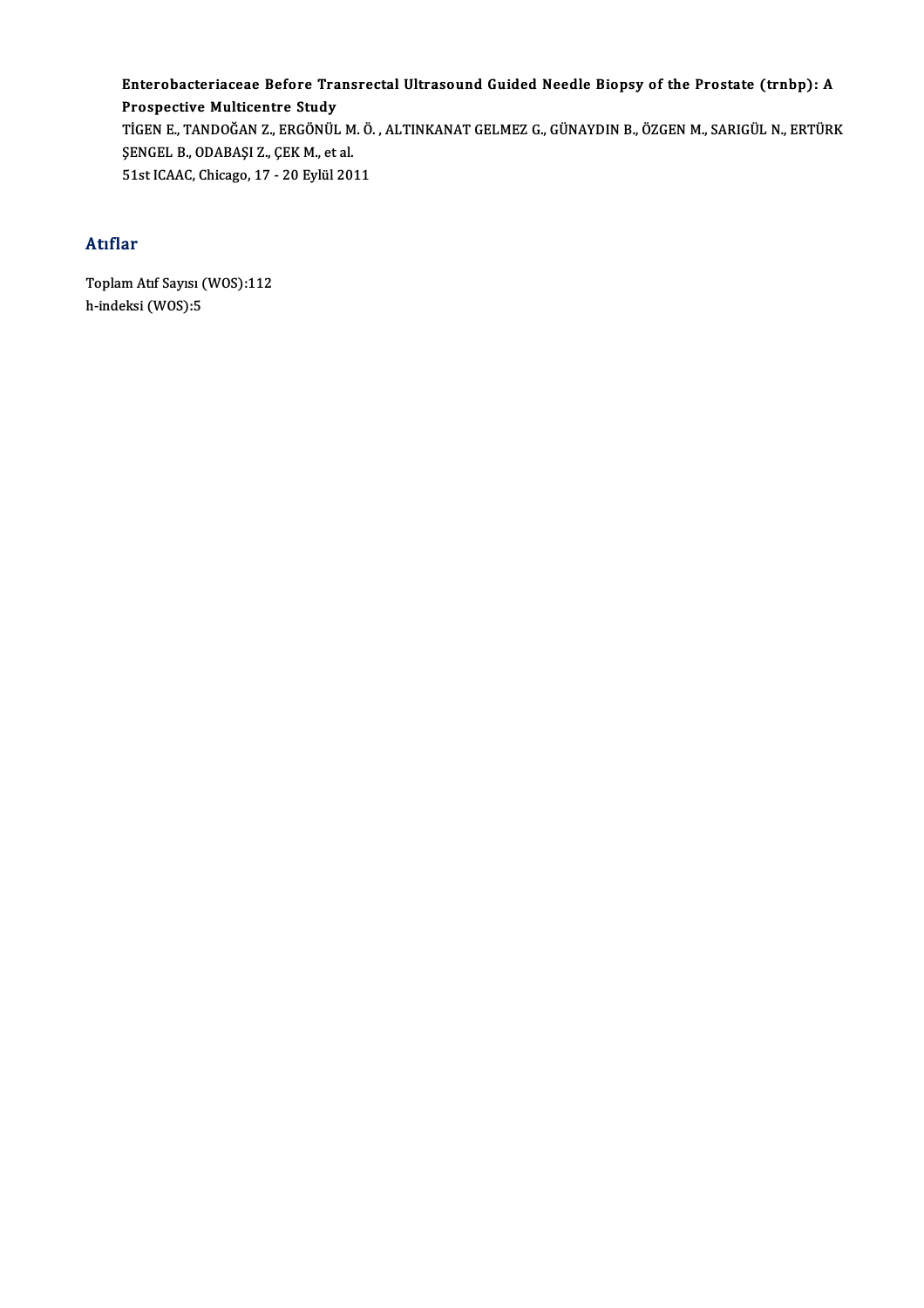**Enterobacteriaceae Before Transrectal Ultrasound Guided Needle Biopsy of the Prostate (trnbp): A Prospective Multicentre Study**
TİGEN E., TANDOĞAN Z., ERGÖNÜL M. Ö. , ALTINKANAT GELMEZ G., GÜNAYDIN B., ÖZGEN M., SARIGÜL N., ERTÜRK ŞENGEL B., ODABAŞI Z., ÇEK M., et al.
51st ICAAC, Chicago, 17 - 20 Eylül 2011

## Atıflar

Toplam Atıf Sayısı (WOS):112
h-indeksi (WOS):5